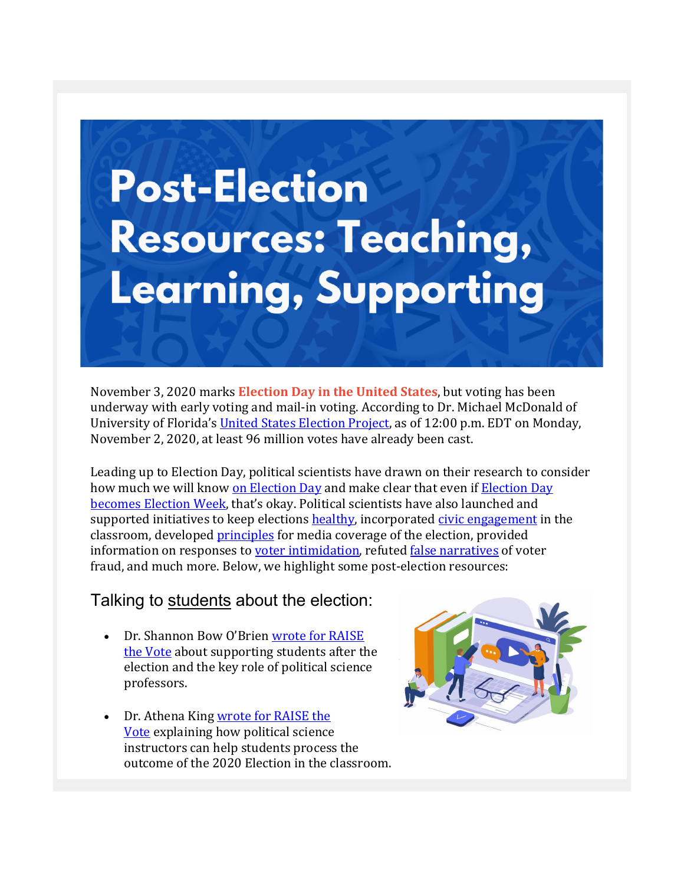# Post-Election Resources: Teaching, Learning, Supporting

November 3, 2020 marks **Election Day in the United States**, but voting has been underway with early voting and mail-in voting. According to Dr. Michael McDonald of University of Florida's United States Election Project, as of 12:00 p.m. EDT on Monday, November 2, 2020, at least 96 million votes have already been cast.

Leading up to Election Day, political scientists have drawn on their research to consider how much we will know on Election Day and make clear that even if Election Day becomes Election Week, that's okay. Political scientists have also launched and supported initiatives to keep elections healthy, incorporated civic engagement in the classroom, developed principles for media coverage of the election, provided information on responses to voter intimidation, refuted false narratives of voter fraud, and much more. Below, we highlight some post-election resources:

## Talking to students about the election:

- Dr. Shannon Bow O'Brien wrote for RAISE the Vote about supporting students after the election and the key role of political science professors.
- Dr. Athena King wrote for RAISE the Vote explaining how political science instructors can help students process the outcome of the 2020 Election in the classroom.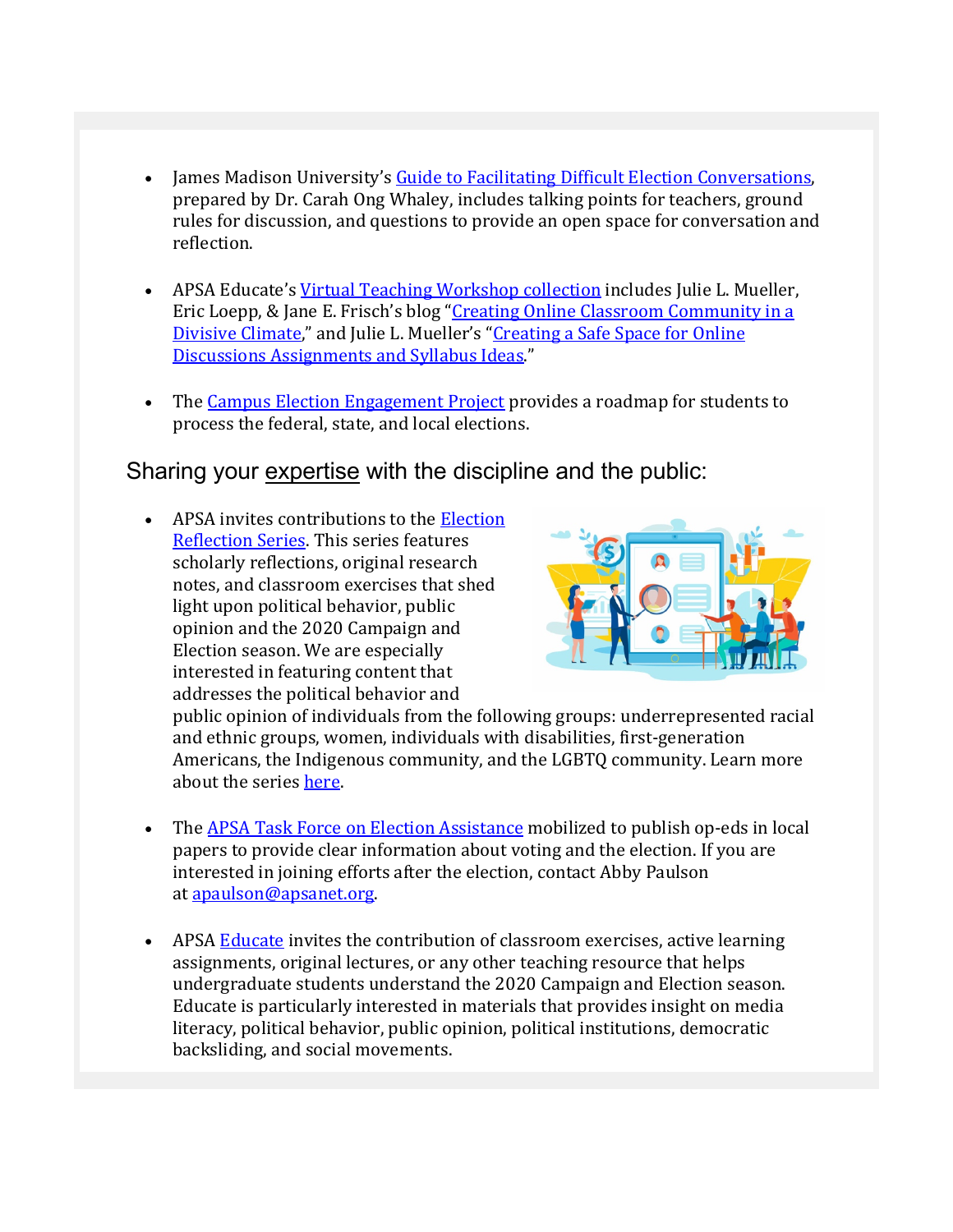- James Madison University's Guide to Facilitating Difficult Election Conversations, prepared by Dr. Carah Ong Whaley, includes talking points for teachers, ground rules for discussion, and questions to provide an open space for conversation and reflection.

- APSA Educate's Virtual Teaching Workshop collection includes Julie L. Mueller, Eric Loepp, & Jane E. Frisch's blog "Creating Online Classroom Community in a Divisive Climate," and Julie L. Mueller's "Creating a Safe Space for Online Discussions Assignments and Syllabus Ideas."

- The Campus Election Engagement Project provides a roadmap for students to process the federal, state, and local elections.

## Sharing your expertise with the discipline and the public:

- APSA invites contributions to the Election Reflection Series. This series features scholarly reflections, original research notes, and classroom exercises that shed light upon political behavior, public opinion and the 2020 Campaign and Election season. We are especially interested in featuring content that addresses the political behavior and public opinion of individuals from the following groups: underrepresented racial and ethnic groups, women, individuals with disabilities, first-generation Americans, the Indigenous community, and the LGBTQ community. Learn more about the series here.

- The APSA Task Force on Election Assistance mobilized to publish op-eds in local papers to provide clear information about voting and the election. If you are interested in joining efforts after the election, contact Abby Paulson at apaulson@apsanet.org.

- APSA Educate invites the contribution of classroom exercises, active learning assignments, original lectures, or any other teaching resource that helps undergraduate students understand the 2020 Campaign and Election season. Educate is particularly interested in materials that provides insight on media literacy, political behavior, public opinion, political institutions, democratic backsliding, and social movements.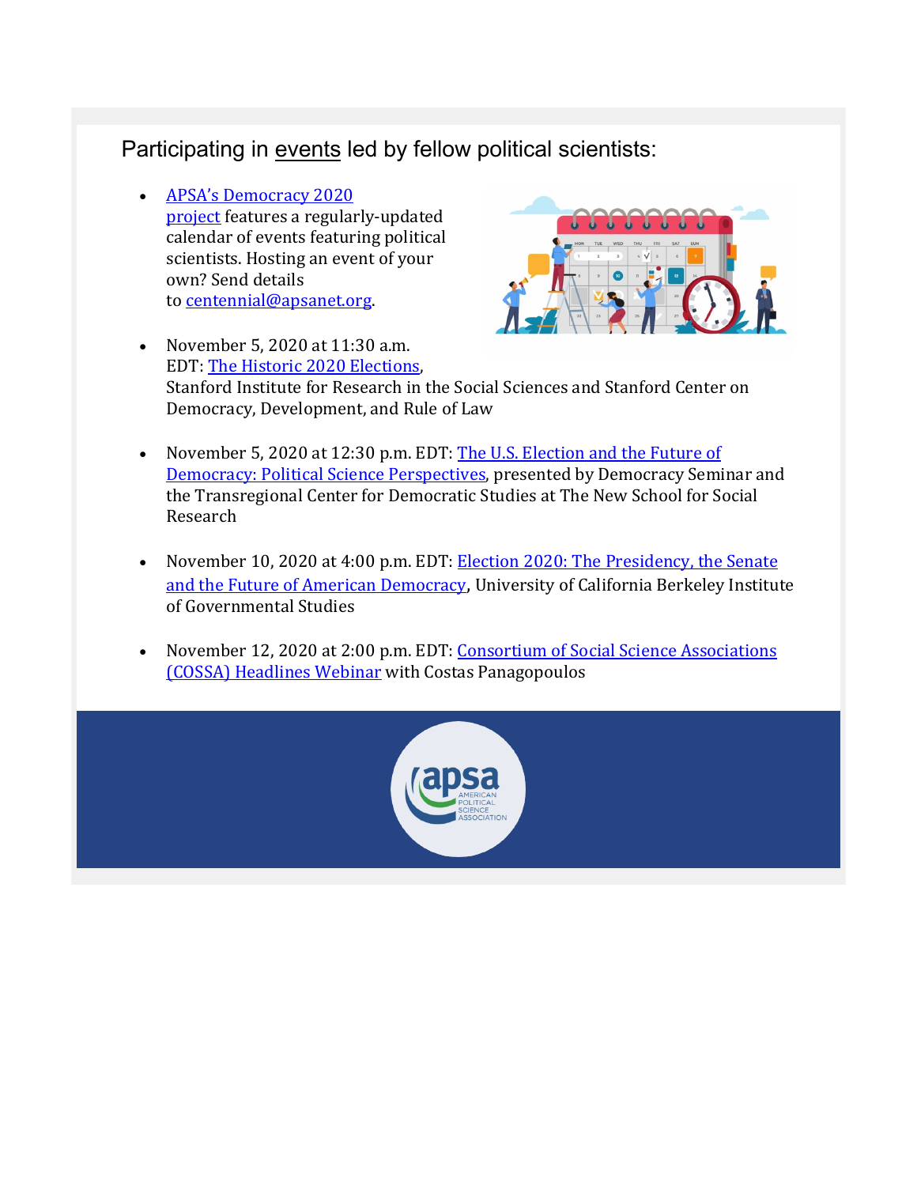## Participating in events led by fellow political scientists:

- APSA's Democracy 2020 project features a regularly-updated calendar of events featuring political scientists. Hosting an event of your own? Send details to centennial@apsanet.org.
- November 5, 2020 at 11:30 a.m. EDT: The Historic 2020 Elections, Stanford Institute for Research in the Social Sciences and Stanford Center on Democracy, Development, and Rule of Law
- November 5, 2020 at 12:30 p.m. EDT: The U.S. Election and the Future of Democracy: Political Science Perspectives, presented by Democracy Seminar and the Transregional Center for Democratic Studies at The New School for Social Research
- November 10, 2020 at 4:00 p.m. EDT: Election 2020: The Presidency, the Senate and the Future of American Democracy, University of California Berkeley Institute of Governmental Studies
- November 12, 2020 at 2:00 p.m. EDT: Consortium of Social Science Associations (COSSA) Headlines Webinar with Costas Panagopoulos

apsa AMERICAN POLITICAL SCIENCE ASSOCIATION